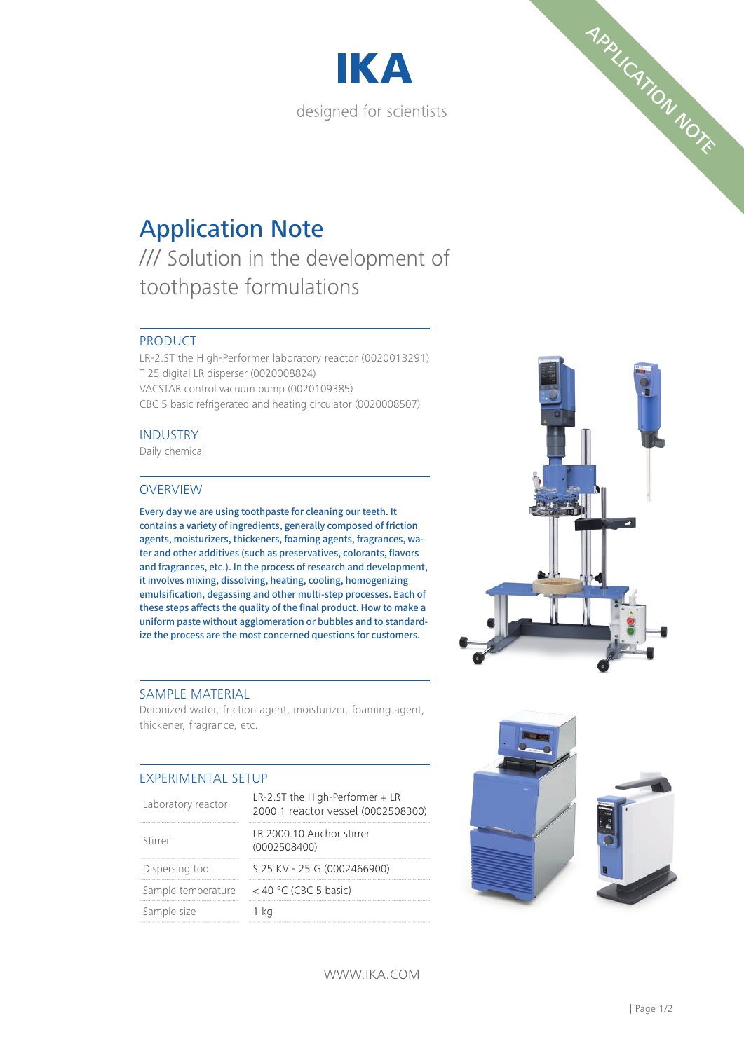IKA

designed for scientists

APPLICATION NOTE

# Application Note

## /// Solution in the development of toothpaste formulations

### PRODUCT

LR-2.ST the High-Performer laboratory reactor (0020013291)
T 25 digital LR disperser (0020008824)
VACSTAR control vacuum pump (0020109385)
CBC 5 basic refrigerated and heating circulator (0020008507)

### INDUSTRY

Daily chemical

### OVERVIEW

**Every day we are using toothpaste for cleaning our teeth. It contains a variety of ingredients, generally composed of friction agents, moisturizers, thickeners, foaming agents, fragrances, water and other additives (such as preservatives, colorants, flavors and fragrances, etc.). In the process of research and development, it involves mixing, dissolving, heating, cooling, homogenizing emulsification, degassing and other multi-step processes. Each of these steps affects the quality of the final product. How to make a uniform paste without agglomeration or bubbles and to standardize the process are the most concerned questions for customers.**

### SAMPLE MATERIAL

Deionized water, friction agent, moisturizer, foaming agent, thickener, fragrance, etc.

### EXPERIMENTAL SETUP

| | |
|---|---|
| Laboratory reactor | LR-2.ST the High-Performer + LR 2000.1 reactor vessel (0002508300) |
| Stirrer | LR 2000.10 Anchor stirrer (0002508400) |
| Dispersing tool | S 25 KV - 25 G (0002466900) |
| Sample temperature | < 40 °C (CBC 5 basic) |
| Sample size | 1 kg |

WWW.IKA.COM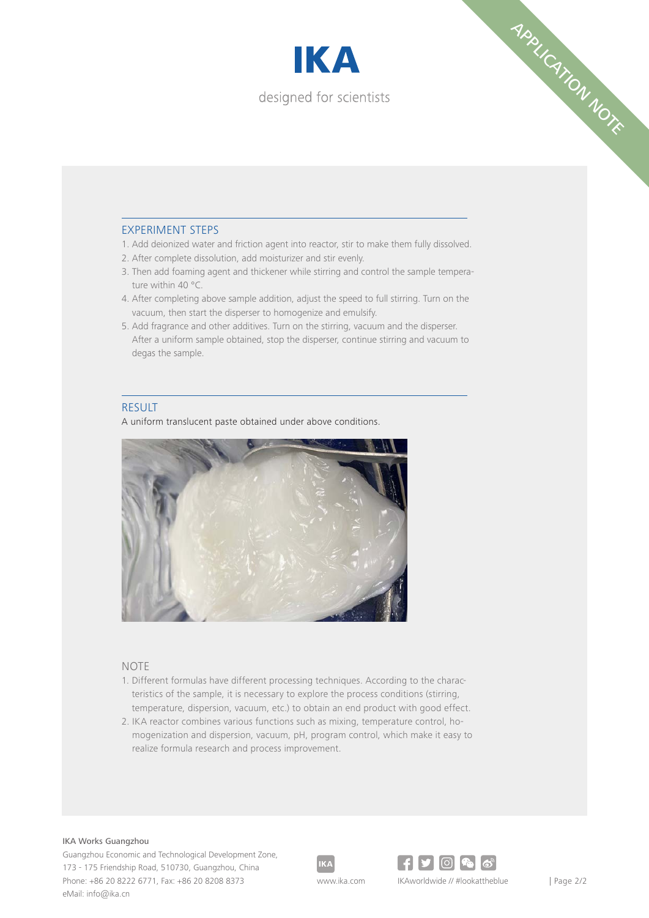## EXPERIMENT STEPS

1. Add deionized water and friction agent into reactor, stir to make them fully dissolved.
2. After complete dissolution, add moisturizer and stir evenly.
3. Then add foaming agent and thickener while stirring and control the sample temperature within 40 °C.
4. After completing above sample addition, adjust the speed to full stirring. Turn on the vacuum, then start the disperser to homogenize and emulsify.
5. Add fragrance and other additives. Turn on the stirring, vacuum and the disperser. After a uniform sample obtained, stop the disperser, continue stirring and vacuum to degas the sample.

## RESULT

A uniform translucent paste obtained under above conditions.

## NOTE

1. Different formulas have different processing techniques. According to the characteristics of the sample, it is necessary to explore the process conditions (stirring, temperature, dispersion, vacuum, etc.) to obtain an end product with good effect.
2. IKA reactor combines various functions such as mixing, temperature control, homogenization and dispersion, vacuum, pH, program control, which make it easy to realize formula research and process improvement.

**IKA Works Guangzhou**
Guangzhou Economic and Technological Development Zone,
173 - 175 Friendship Road, 510730, Guangzhou, China
Phone: +86 20 8222 6771, Fax: +86 20 8208 8373
eMail: info@ika.cn

www.ika.com

IKAworldwide // #lookattheblue